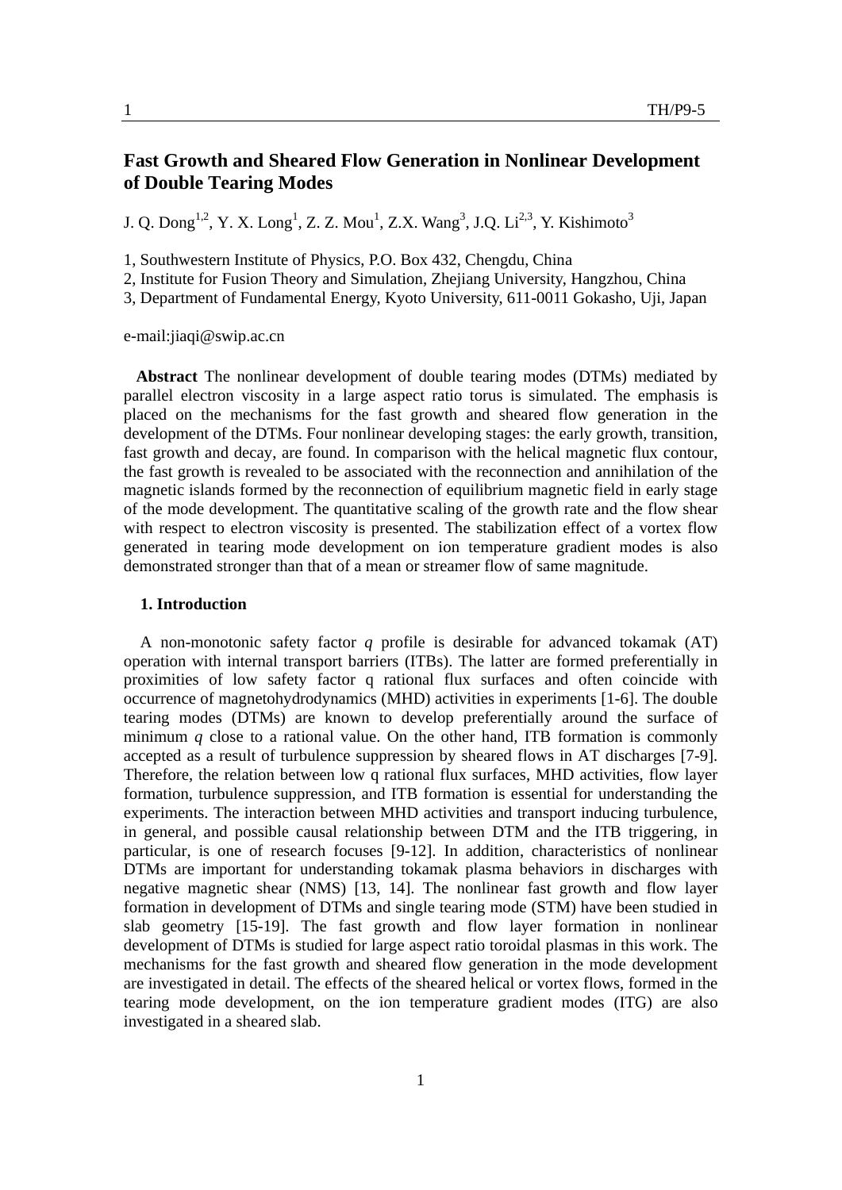# Fast Growth and Sheared Flow Generation in Nonlinear Development of Double Tearing Modes

J. Q. Dong[1,2], Y. X. Long[1], Z. Z. Mou[1], Z.X. Wang[3], J.Q. Li[2,3], Y. Kishimoto[3]

1, Southwestern Institute of Physics, P.O. Box 432, Chengdu, China
2, Institute for Fusion Theory and Simulation, Zhejiang University, Hangzhou, China
3, Department of Fundamental Energy, Kyoto University, 611-0011 Gokasho, Uji, Japan

e-mail:jiaqi@swip.ac.cn

**Abstract** The nonlinear development of double tearing modes (DTMs) mediated by parallel electron viscosity in a large aspect ratio torus is simulated. The emphasis is placed on the mechanisms for the fast growth and sheared flow generation in the development of the DTMs. Four nonlinear developing stages: the early growth, transition, fast growth and decay, are found. In comparison with the helical magnetic flux contour, the fast growth is revealed to be associated with the reconnection and annihilation of the magnetic islands formed by the reconnection of equilibrium magnetic field in early stage of the mode development. The quantitative scaling of the growth rate and the flow shear with respect to electron viscosity is presented. The stabilization effect of a vortex flow generated in tearing mode development on ion temperature gradient modes is also demonstrated stronger than that of a mean or streamer flow of same magnitude.

## 1. Introduction

A non-monotonic safety factor $q$ profile is desirable for advanced tokamak (AT) operation with internal transport barriers (ITBs). The latter are formed preferentially in proximities of low safety factor q rational flux surfaces and often coincide with occurrence of magnetohydrodynamics (MHD) activities in experiments [1-6]. The double tearing modes (DTMs) are known to develop preferentially around the surface of minimum $q$ close to a rational value. On the other hand, ITB formation is commonly accepted as a result of turbulence suppression by sheared flows in AT discharges [7-9]. Therefore, the relation between low q rational flux surfaces, MHD activities, flow layer formation, turbulence suppression, and ITB formation is essential for understanding the experiments. The interaction between MHD activities and transport inducing turbulence, in general, and possible causal relationship between DTM and the ITB triggering, in particular, is one of research focuses [9-12]. In addition, characteristics of nonlinear DTMs are important for understanding tokamak plasma behaviors in discharges with negative magnetic shear (NMS) [13, 14]. The nonlinear fast growth and flow layer formation in development of DTMs and single tearing mode (STM) have been studied in slab geometry [15-19]. The fast growth and flow layer formation in nonlinear development of DTMs is studied for large aspect ratio toroidal plasmas in this work. The mechanisms for the fast growth and sheared flow generation in the mode development are investigated in detail. The effects of the sheared helical or vortex flows, formed in the tearing mode development, on the ion temperature gradient modes (ITG) are also investigated in a sheared slab.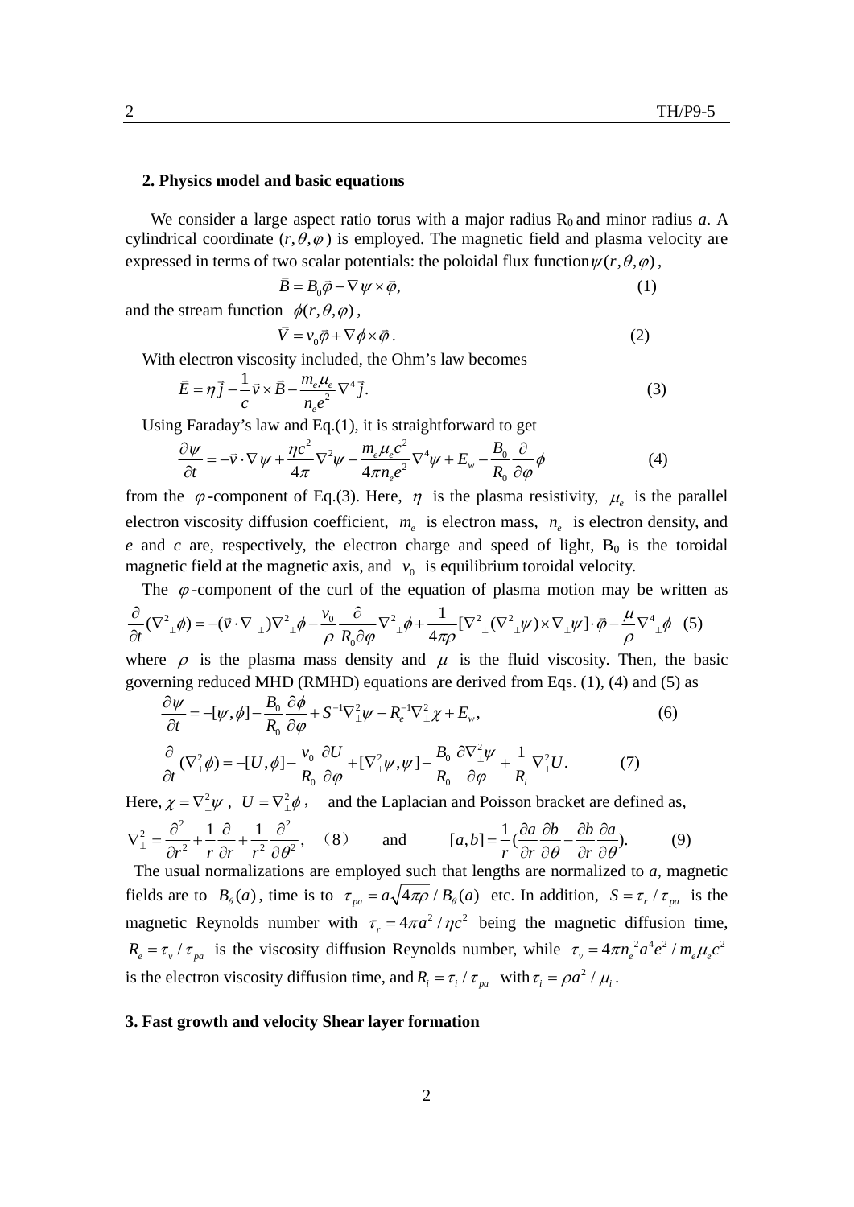## 2. Physics model and basic equations

We consider a large aspect ratio torus with a major radius $R_0$ and minor radius *a*. A cylindrical coordinate $(r,\theta,\varphi)$ is employed. The magnetic field and plasma velocity are expressed in terms of two scalar potentials: the poloidal flux function $\psi(r,\theta,\varphi)$,

$$\vec{B} = B_0\vec{\varphi} - \nabla\psi\times\vec{\varphi}, \tag{1}$$

and the stream function $\phi(r,\theta,\varphi)$,

$$\vec{V} = v_0\vec{\varphi} + \nabla\phi\times\vec{\varphi}. \tag{2}$$

With electron viscosity included, the Ohm's law becomes

$$\vec{E} = \eta\vec{j} - \frac{1}{c}\vec{v}\times\vec{B} - \frac{m_e\mu_e}{n_e e^2}\nabla^4\vec{j}. \tag{3}$$

Using Faraday's law and Eq.(1), it is straightforward to get

$$\frac{\partial\psi}{\partial t} = -\vec{v}\cdot\nabla\psi + \frac{\eta c^2}{4\pi}\nabla^2\psi - \frac{m_e\mu_e c^2}{4\pi n_e e^2}\nabla^4\psi + E_w - \frac{B_0}{R_0}\frac{\partial}{\partial\varphi}\phi \tag{4}$$

from the $\varphi$-component of Eq.(3). Here, $\eta$ is the plasma resistivity, $\mu_e$ is the parallel electron viscosity diffusion coefficient, $m_e$ is electron mass, $n_e$ is electron density, and *e* and *c* are, respectively, the electron charge and speed of light, $B_0$ is the toroidal magnetic field at the magnetic axis, and $v_0$ is equilibrium toroidal velocity.

The $\varphi$-component of the curl of the equation of plasma motion may be written as

$$\frac{\partial}{\partial t}(\nabla^2{}_\perp\phi) = -(\vec{v}\cdot\nabla_\perp)\nabla^2{}_\perp\phi - \frac{v_0}{\rho}\frac{\partial}{R_0\partial\varphi}\nabla^2{}_\perp\phi + \frac{1}{4\pi\rho}[\nabla^2{}_\perp(\nabla^2{}_\perp\psi)\times\nabla_\perp\psi]\cdot\vec{\varphi} - \frac{\mu}{\rho}\nabla^4{}_\perp\phi \tag{5}$$

where $\rho$ is the plasma mass density and $\mu$ is the fluid viscosity. Then, the basic governing reduced MHD (RMHD) equations are derived from Eqs. (1), (4) and (5) as

$$\frac{\partial\psi}{\partial t} = -[\psi,\phi] - \frac{B_0}{R_0}\frac{\partial\phi}{\partial\varphi} + S^{-1}\nabla_\perp^2\psi - R_e^{-1}\nabla_\perp^2\chi + E_w, \tag{6}$$

$$\frac{\partial}{\partial t}(\nabla_\perp^2\phi) = -[U,\phi] - \frac{v_0}{R_0}\frac{\partial U}{\partial\varphi} + [\nabla_\perp^2\psi,\psi] - \frac{B_0}{R_0}\frac{\partial\nabla_\perp^2\psi}{\partial\varphi} + \frac{1}{R_i}\nabla_\perp^2 U. \tag{7}$$

Here, $\chi = \nabla_\perp^2\psi$, $U = \nabla_\perp^2\phi$, and the Laplacian and Poisson bracket are defined as,

$$\nabla_\perp^2 = \frac{\partial^2}{\partial r^2} + \frac{1}{r}\frac{\partial}{\partial r} + \frac{1}{r^2}\frac{\partial^2}{\partial\theta^2}, \tag{8}$$

and

$$[a,b] = \frac{1}{r}\left(\frac{\partial a}{\partial r}\frac{\partial b}{\partial\theta} - \frac{\partial b}{\partial r}\frac{\partial a}{\partial\theta}\right). \tag{9}$$

The usual normalizations are employed such that lengths are normalized to *a*, magnetic fields are to $B_\theta(a)$, time is to $\tau_{pa} = a\sqrt{4\pi\rho}/B_\theta(a)$ etc. In addition, $S = \tau_r/\tau_{pa}$ is the magnetic Reynolds number with $\tau_r = 4\pi a^2/\eta c^2$ being the magnetic diffusion time, $R_e = \tau_v/\tau_{pa}$ is the viscosity diffusion Reynolds number, while $\tau_v = 4\pi n_e{}^2 a^4 e^2/m_e\mu_e c^2$ is the electron viscosity diffusion time, and $R_i = \tau_i/\tau_{pa}$ with $\tau_i = \rho a^2/\mu_i$.

## 3. Fast growth and velocity Shear layer formation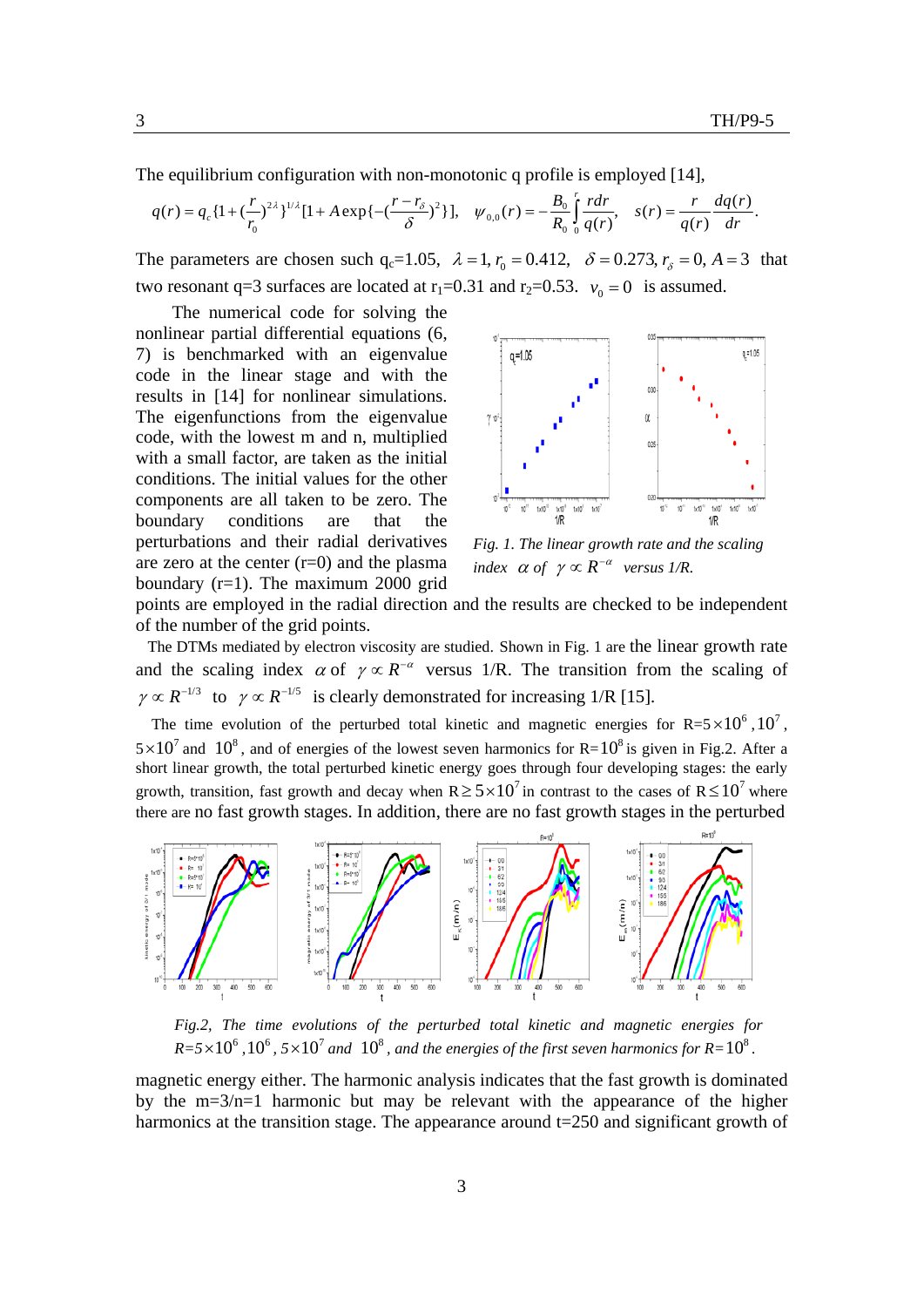The equilibrium configuration with non-monotonic q profile is employed [14],

$$q(r) = q_c\{1+(\frac{r}{r_0})^{2\lambda}\}^{1/\lambda}[1+A\exp\{-(\frac{r-r_\delta}{\delta})^2\}],\quad \psi_{0,0}(r) = -\frac{B_0}{R_0}\int_0^r \frac{rdr}{q(r)},\quad s(r) = \frac{r}{q(r)}\frac{dq(r)}{dr}.$$

The parameters are chosen such $q_c$=1.05, $\lambda = 1, r_0 = 0.412, \quad \delta = 0.273, r_\delta = 0, A = 3$ that two resonant q=3 surfaces are located at $r_1$=0.31 and $r_2$=0.53. $v_0 = 0$ is assumed.

The numerical code for solving the nonlinear partial differential equations (6, 7) is benchmarked with an eigenvalue code in the linear stage and with the results in [14] for nonlinear simulations. The eigenfunctions from the eigenvalue code, with the lowest m and n, multiplied with a small factor, are taken as the initial conditions. The initial values for the other components are all taken to be zero. The boundary conditions are that the perturbations and their radial derivatives are zero at the center (r=0) and the plasma boundary (r=1). The maximum 2000 grid points are employed in the radial direction and the results are checked to be independent of the number of the grid points.

*Fig. 1. The linear growth rate and the scaling index $\alpha$ of $\gamma \propto R^{-\alpha}$ versus 1/R.*

The DTMs mediated by electron viscosity are studied. Shown in Fig. 1 are the linear growth rate and the scaling index $\alpha$ of $\gamma \propto R^{-\alpha}$ versus 1/R. The transition from the scaling of $\gamma \propto R^{-1/3}$ to $\gamma \propto R^{-1/5}$ is clearly demonstrated for increasing 1/R [15].

The time evolution of the perturbed total kinetic and magnetic energies for R=$5\times10^6$, $10^7$, $5\times10^7$ and $10^8$, and of energies of the lowest seven harmonics for R=$10^8$ is given in Fig.2. After a short linear growth, the total perturbed kinetic energy goes through four developing stages: the early growth, transition, fast growth and decay when R$\geq 5\times10^7$ in contrast to the cases of R$\leq 10^7$ where there are no fast growth stages. In addition, there are no fast growth stages in the perturbed

*Fig.2, The time evolutions of the perturbed total kinetic and magnetic energies for R=$5\times10^6$, $10^6$, $5\times10^7$ and $10^8$, and the energies of the first seven harmonics for R=$10^8$.*

magnetic energy either. The harmonic analysis indicates that the fast growth is dominated by the m=3/n=1 harmonic but may be relevant with the appearance of the higher harmonics at the transition stage. The appearance around t=250 and significant growth of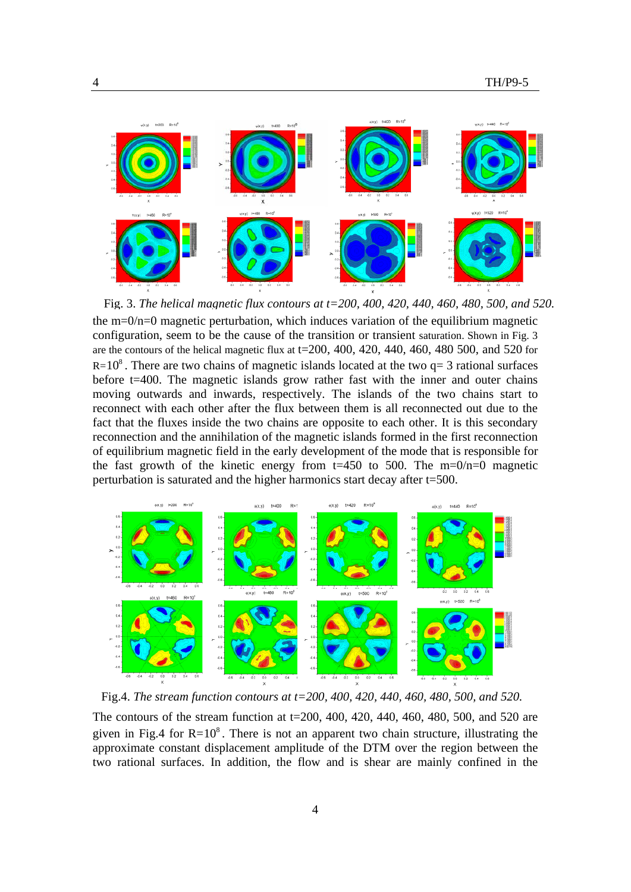Fig. 3. *The helical magnetic flux contours at t=200, 400, 420, 440, 460, 480, 500, and 520.*

the m=0/n=0 magnetic perturbation, which induces variation of the equilibrium magnetic configuration, seem to be the cause of the transition or transient saturation. Shown in Fig. 3 are the contours of the helical magnetic flux at t=200, 400, 420, 440, 460, 480 500, and 520 for $R=10^8$. There are two chains of magnetic islands located at the two q= 3 rational surfaces before t=400. The magnetic islands grow rather fast with the inner and outer chains moving outwards and inwards, respectively. The islands of the two chains start to reconnect with each other after the flux between them is all reconnected out due to the fact that the fluxes inside the two chains are opposite to each other. It is this secondary reconnection and the annihilation of the magnetic islands formed in the first reconnection of equilibrium magnetic field in the early development of the mode that is responsible for the fast growth of the kinetic energy from t=450 to 500. The m=0/n=0 magnetic perturbation is saturated and the higher harmonics start decay after t=500.

Fig.4. *The stream function contours at t=200, 400, 420, 440, 460, 480, 500, and 520.*

The contours of the stream function at t=200, 400, 420, 440, 460, 480, 500, and 520 are given in Fig.4 for $R=10^8$. There is not an apparent two chain structure, illustrating the approximate constant displacement amplitude of the DTM over the region between the two rational surfaces. In addition, the flow and is shear are mainly confined in the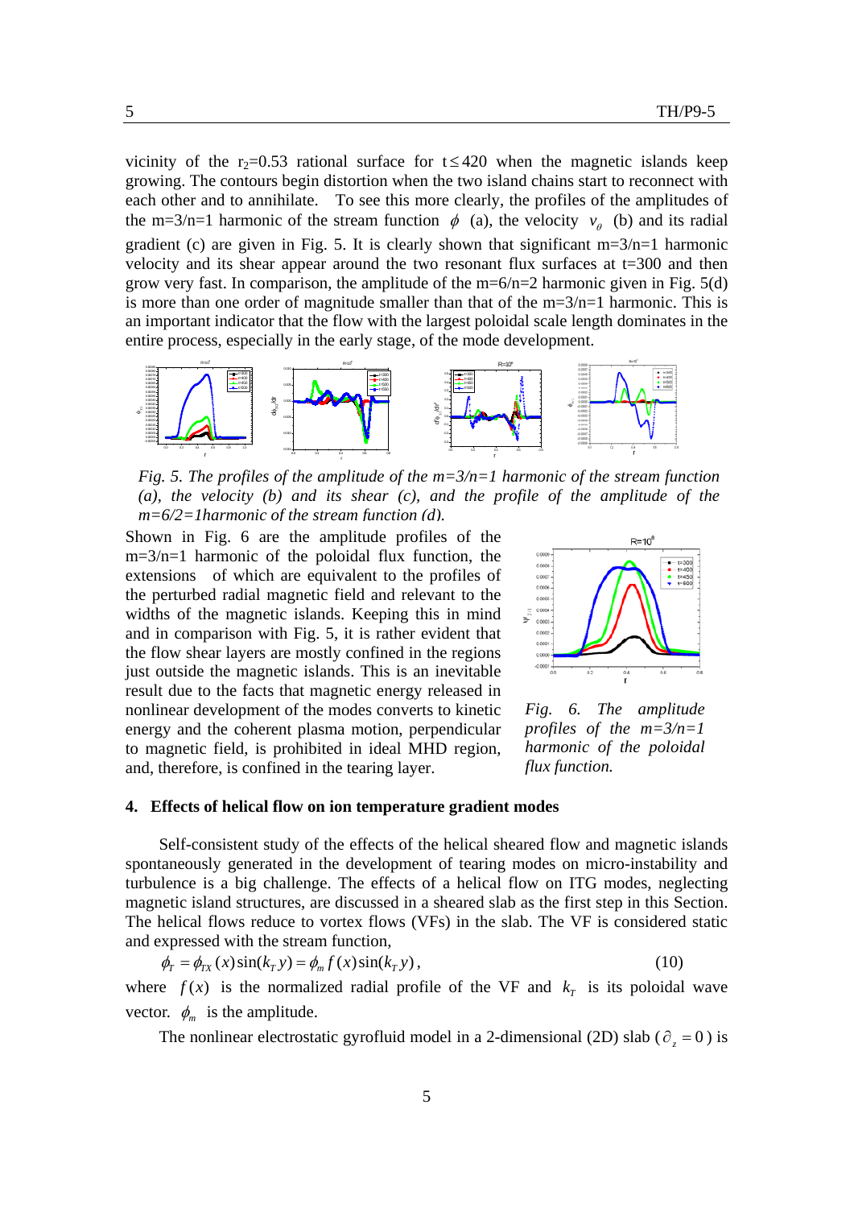vicinity of the $r_2$=0.53 rational surface for $t \le 420$ when the magnetic islands keep growing. The contours begin distortion when the two island chains start to reconnect with each other and to annihilate. To see this more clearly, the profiles of the amplitudes of the m=3/n=1 harmonic of the stream function $\phi$ (a), the velocity $v_\theta$ (b) and its radial gradient (c) are given in Fig. 5. It is clearly shown that significant m=3/n=1 harmonic velocity and its shear appear around the two resonant flux surfaces at t=300 and then grow very fast. In comparison, the amplitude of the m=6/n=2 harmonic given in Fig. 5(d) is more than one order of magnitude smaller than that of the m=3/n=1 harmonic. This is an important indicator that the flow with the largest poloidal scale length dominates in the entire process, especially in the early stage, of the mode development.

*Fig. 5. The profiles of the amplitude of the m=3/n=1 harmonic of the stream function (a), the velocity (b) and its shear (c), and the profile of the amplitude of the m=6/2=1harmonic of the stream function (d).*

Shown in Fig. 6 are the amplitude profiles of the m=3/n=1 harmonic of the poloidal flux function, the extensions of which are equivalent to the profiles of the perturbed radial magnetic field and relevant to the widths of the magnetic islands. Keeping this in mind and in comparison with Fig. 5, it is rather evident that the flow shear layers are mostly confined in the regions just outside the magnetic islands. This is an inevitable result due to the facts that magnetic energy released in nonlinear development of the modes converts to kinetic energy and the coherent plasma motion, perpendicular to magnetic field, is prohibited in ideal MHD region, and, therefore, is confined in the tearing layer.

*Fig. 6. The amplitude profiles of the m=3/n=1 harmonic of the poloidal flux function.*

## 4. Effects of helical flow on ion temperature gradient modes

Self-consistent study of the effects of the helical sheared flow and magnetic islands spontaneously generated in the development of tearing modes on micro-instability and turbulence is a big challenge. The effects of a helical flow on ITG modes, neglecting magnetic island structures, are discussed in a sheared slab as the first step in this Section. The helical flows reduce to vortex flows (VFs) in the slab. The VF is considered static and expressed with the stream function,

$$\phi_T = \phi_{TX}(x)\sin(k_T y) = \phi_m f(x)\sin(k_T y), \tag{10}$$

where $f(x)$ is the normalized radial profile of the VF and $k_T$ is its poloidal wave vector. $\phi_m$ is the amplitude.

The nonlinear electrostatic gyrofluid model in a 2-dimensional (2D) slab ($\partial_z = 0$) is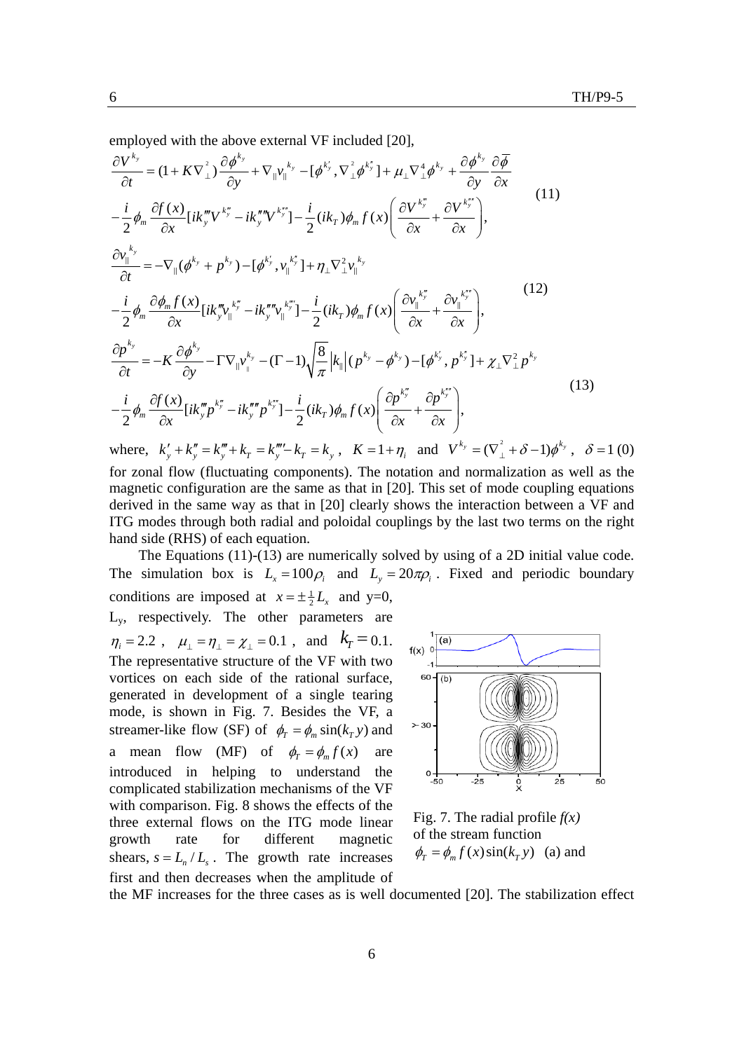employed with the above external VF included [20],

$$\frac{\partial V^{k_y}}{\partial t} = (1 + K\nabla_\perp^2)\frac{\partial \phi^{k_y}}{\partial y} + \nabla_\parallel v_\parallel^{k_y} - [\phi^{k_y'}, \nabla_\perp^2 \phi^{k_y''}] + \mu_\perp \nabla_\perp^4 \phi^{k_y} + \frac{\partial \phi^{k_y}}{\partial y}\frac{\partial \overline{\phi}}{\partial x}$$
$$- \frac{i}{2}\phi_m \frac{\partial f(x)}{\partial x}[ik_y''' V^{k_y'''} - ik_y'''' V^{k_y''''}] - \frac{i}{2}(ik_T)\phi_m f(x)\left(\frac{\partial V^{k_y'''}}{\partial x} + \frac{\partial V^{k_y''''}}{\partial x}\right), \tag{11}$$

$$\frac{\partial v_\parallel^{k_y}}{\partial t} = -\nabla_\parallel(\phi^{k_y} + p^{k_y}) - [\phi^{k_y'}, v_\parallel^{k_y''}] + \eta_\perp \nabla_\perp^2 v_\parallel^{k_y}$$
$$- \frac{i}{2}\phi_m \frac{\partial \phi_m f(x)}{\partial x}[ik_y''' v_\parallel^{k_y'''} - ik_y'''' v_\parallel^{k_y''''}] - \frac{i}{2}(ik_T)\phi_m f(x)\left(\frac{\partial v_\parallel^{k_y'''}}{\partial x} + \frac{\partial v_\parallel^{k_y''''}}{\partial x}\right), \tag{12}$$

$$\frac{\partial p^{k_y}}{\partial t} = -K\frac{\partial \phi^{k_y}}{\partial y} - \Gamma \nabla_\parallel v_\parallel^{k_y} - (\Gamma - 1)\sqrt{\frac{8}{\pi}}|k_\parallel|(p^{k_y} - \phi^{k_y}) - [\phi^{k_y'}, p^{k_y''}] + \chi_\perp \nabla_\perp^2 p^{k_y}$$
$$- \frac{i}{2}\phi_m \frac{\partial f(x)}{\partial x}[ik_y''' p^{k_y'''} - ik_y'''' p^{k_y''''}] - \frac{i}{2}(ik_T)\phi_m f(x)\left(\frac{\partial p^{k_y'''}}{\partial x} + \frac{\partial p^{k_y''''}}{\partial x}\right), \tag{13}$$

where, $k_y' + k_y'' = k_y''' + k_T = k_y'''' - k_T = k_y$, $K = 1 + \eta_i$ and $V^{k_y} = (\nabla_\perp^2 + \delta - 1)\phi^{k_y}$, $\delta = 1\ (0)$ for zonal flow (fluctuating components). The notation and normalization as well as the magnetic configuration are the same as that in [20]. This set of mode coupling equations derived in the same way as that in [20] clearly shows the interaction between a VF and ITG modes through both radial and poloidal couplings by the last two terms on the right hand side (RHS) of each equation.

The Equations (11)-(13) are numerically solved by using of a 2D initial value code. The simulation box is $L_x = 100\rho_i$ and $L_y = 20\pi\rho_i$. Fixed and periodic boundary conditions are imposed at $x = \pm\frac{1}{2}L_x$ and y=0, $L_y$, respectively. The other parameters are $\eta_i = 2.2$, $\mu_\perp = \eta_\perp = \chi_\perp = 0.1$, and $k_T = 0.1$. The representative structure of the VF with two vortices on each side of the rational surface, generated in development of a single tearing mode, is shown in Fig. 7. Besides the VF, a streamer-like flow (SF) of $\phi_T = \phi_m \sin(k_T y)$ and a mean flow (MF) of $\phi_T = \phi_m f(x)$ are introduced in helping to understand the complicated stabilization mechanisms of the VF with comparison. Fig. 8 shows the effects of the three external flows on the ITG mode linear growth rate for different magnetic shears, $s = L_n / L_s$. The growth rate increases first and then decreases when the amplitude of the MF increases for the three cases as is well documented [20]. The stabilization effect

Fig. 7. The radial profile $f(x)$ of the stream function $\phi_T = \phi_m f(x)\sin(k_T y)$ (a) and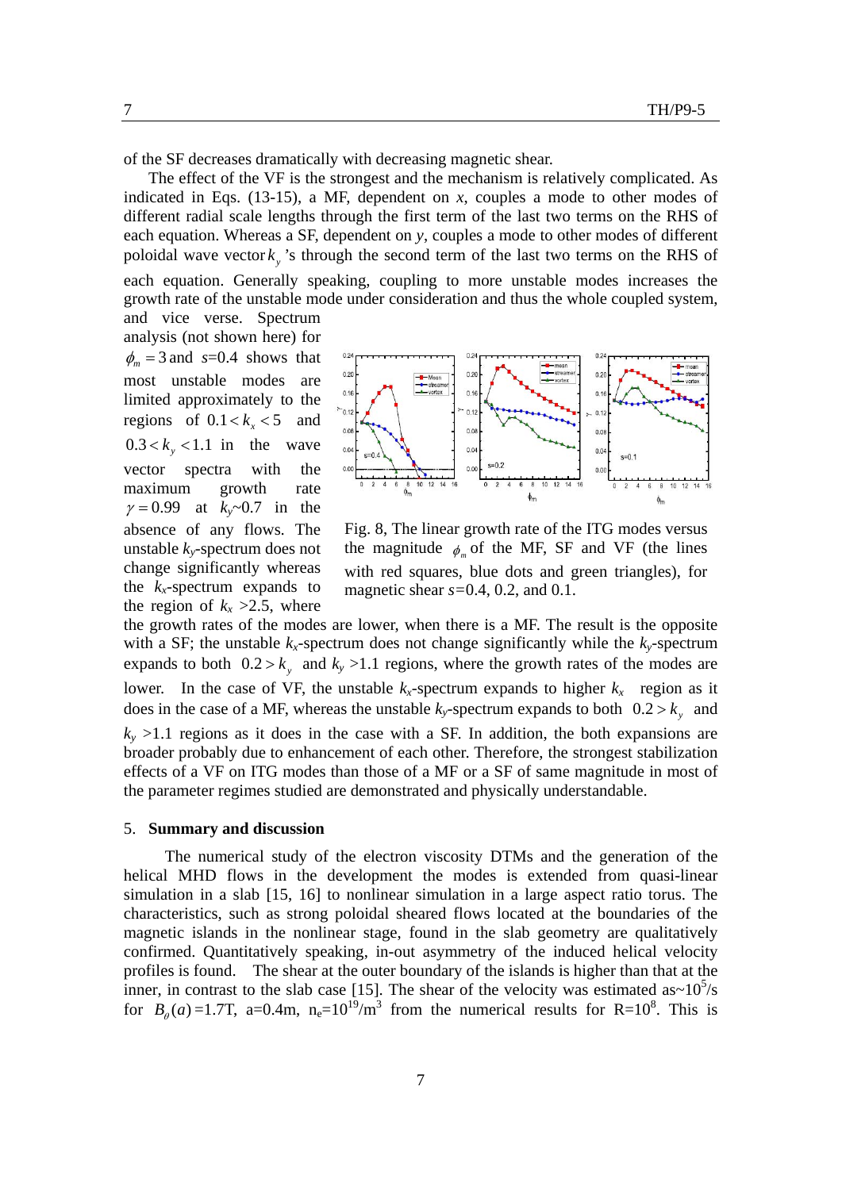of the SF decreases dramatically with decreasing magnetic shear.

The effect of the VF is the strongest and the mechanism is relatively complicated. As indicated in Eqs. (13-15), a MF, dependent on $x$, couples a mode to other modes of different radial scale lengths through the first term of the last two terms on the RHS of each equation. Whereas a SF, dependent on $y$, couples a mode to other modes of different poloidal wave vector $k_y$'s through the second term of the last two terms on the RHS of each equation. Generally speaking, coupling to more unstable modes increases the growth rate of the unstable mode under consideration and thus the whole coupled system, and vice verse. Spectrum analysis (not shown here) for $\phi_m = 3$ and $s$=0.4 shows that most unstable modes are limited approximately to the regions of $0.1 < k_x < 5$ and $0.3 < k_y < 1.1$ in the wave vector spectra with the maximum growth rate $\gamma = 0.99$ at $k_y$~0.7 in the absence of any flows. The unstable $k_y$-spectrum does not change significantly whereas the $k_x$-spectrum expands to the region of $k_x$ >2.5, where the growth rates of the modes are lower, when there is a MF. The result is the opposite with a SF; the unstable $k_x$-spectrum does not change significantly while the $k_y$-spectrum expands to both $0.2 > k_y$ and $k_y$ >1.1 regions, where the growth rates of the modes are lower. In the case of VF, the unstable $k_x$-spectrum expands to higher $k_x$ region as it does in the case of a MF, whereas the unstable $k_y$-spectrum expands to both $0.2 > k_y$ and $k_y$ >1.1 regions as it does in the case with a SF. In addition, the both expansions are broader probably due to enhancement of each other. Therefore, the strongest stabilization effects of a VF on ITG modes than those of a MF or a SF of same magnitude in most of the parameter regimes studied are demonstrated and physically understandable.

Fig. 8, The linear growth rate of the ITG modes versus the magnitude $\phi_m$ of the MF, SF and VF (the lines with red squares, blue dots and green triangles), for magnetic shear $s$=0.4, 0.2, and 0.1.

## 5. Summary and discussion

The numerical study of the electron viscosity DTMs and the generation of the helical MHD flows in the development the modes is extended from quasi-linear simulation in a slab [15, 16] to nonlinear simulation in a large aspect ratio torus. The characteristics, such as strong poloidal sheared flows located at the boundaries of the magnetic islands in the nonlinear stage, found in the slab geometry are qualitatively confirmed. Quantitatively speaking, in-out asymmetry of the induced helical velocity profiles is found. The shear at the outer boundary of the islands is higher than that at the inner, in contrast to the slab case [15]. The shear of the velocity was estimated as~$10^5$/s for $B_\theta(a)$=1.7T, a=0.4m, $n_e$=$10^{19}$/m$^3$ from the numerical results for R=$10^8$. This is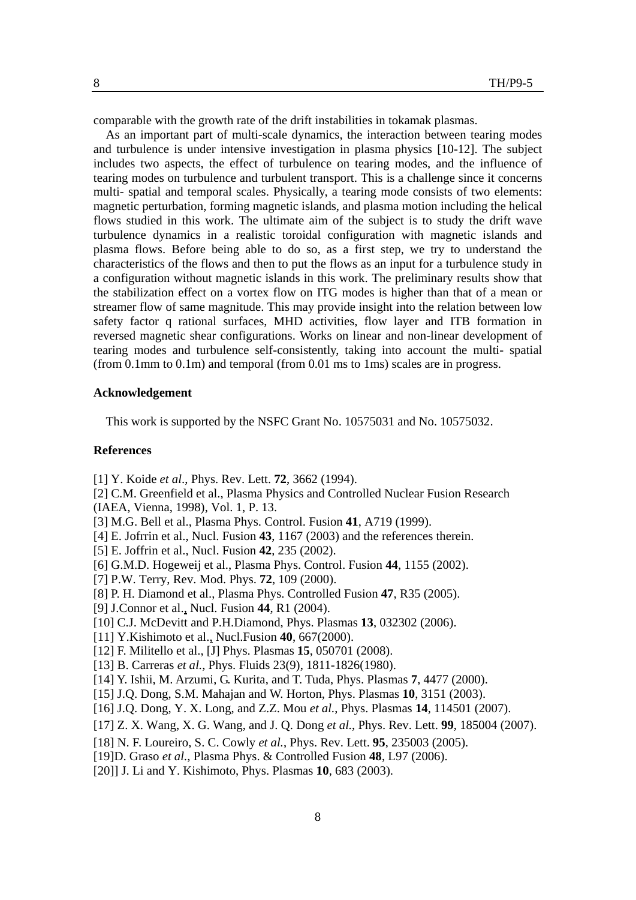comparable with the growth rate of the drift instabilities in tokamak plasmas.

As an important part of multi-scale dynamics, the interaction between tearing modes and turbulence is under intensive investigation in plasma physics [10-12]. The subject includes two aspects, the effect of turbulence on tearing modes, and the influence of tearing modes on turbulence and turbulent transport. This is a challenge since it concerns multi- spatial and temporal scales. Physically, a tearing mode consists of two elements: magnetic perturbation, forming magnetic islands, and plasma motion including the helical flows studied in this work. The ultimate aim of the subject is to study the drift wave turbulence dynamics in a realistic toroidal configuration with magnetic islands and plasma flows. Before being able to do so, as a first step, we try to understand the characteristics of the flows and then to put the flows as an input for a turbulence study in a configuration without magnetic islands in this work. The preliminary results show that the stabilization effect on a vortex flow on ITG modes is higher than that of a mean or streamer flow of same magnitude. This may provide insight into the relation between low safety factor q rational surfaces, MHD activities, flow layer and ITB formation in reversed magnetic shear configurations. Works on linear and non-linear development of tearing modes and turbulence self-consistently, taking into account the multi- spatial (from 0.1mm to 0.1m) and temporal (from 0.01 ms to 1ms) scales are in progress.

**Acknowledgement**

This work is supported by the NSFC Grant No. 10575031 and No. 10575032.

**References**

[1] Y. Koide *et al*., Phys. Rev. Lett. **72**, 3662 (1994).
[2] C.M. Greenfield et al., Plasma Physics and Controlled Nuclear Fusion Research (IAEA, Vienna, 1998), Vol. 1, P. 13.
[3] M.G. Bell et al., Plasma Phys. Control. Fusion **41**, A719 (1999).
[4] E. Jofrrin et al., Nucl. Fusion **43**, 1167 (2003) and the references therein.
[5] E. Joffrin et al., Nucl. Fusion **42**, 235 (2002).
[6] G.M.D. Hogeweij et al., Plasma Phys. Control. Fusion **44**, 1155 (2002).
[7] P.W. Terry, Rev. Mod. Phys. **72**, 109 (2000).
[8] P. H. Diamond et al., Plasma Phys. Controlled Fusion **47**, R35 (2005).
[9] J.Connor et al., Nucl. Fusion **44**, R1 (2004).
[10] C.J. McDevitt and P.H.Diamond, Phys. Plasmas **13**, 032302 (2006).
[11] Y.Kishimoto et al., Nucl.Fusion **40**, 667(2000).
[12] F. Militello et al., [J] Phys. Plasmas **15**, 050701 (2008).
[13] B. Carreras *et al.*, Phys. Fluids 23(9), 1811-1826(1980).
[14] Y. Ishii, M. Arzumi, G. Kurita, and T. Tuda, Phys. Plasmas **7**, 4477 (2000).
[15] J.Q. Dong, S.M. Mahajan and W. Horton, Phys. Plasmas **10**, 3151 (2003).
[16] J.Q. Dong, Y. X. Long, and Z.Z. Mou *et al.*, Phys. Plasmas **14**, 114501 (2007).
[17] Z. X. Wang, X. G. Wang, and J. Q. Dong *et al.*, Phys. Rev. Lett. **99**, 185004 (2007).
[18] N. F. Loureiro, S. C. Cowly *et al.*, Phys. Rev. Lett. **95**, 235003 (2005).
[19]D. Graso *et al.*, Plasma Phys. & Controlled Fusion **48**, L97 (2006).
[20]] J. Li and Y. Kishimoto, Phys. Plasmas **10**, 683 (2003).